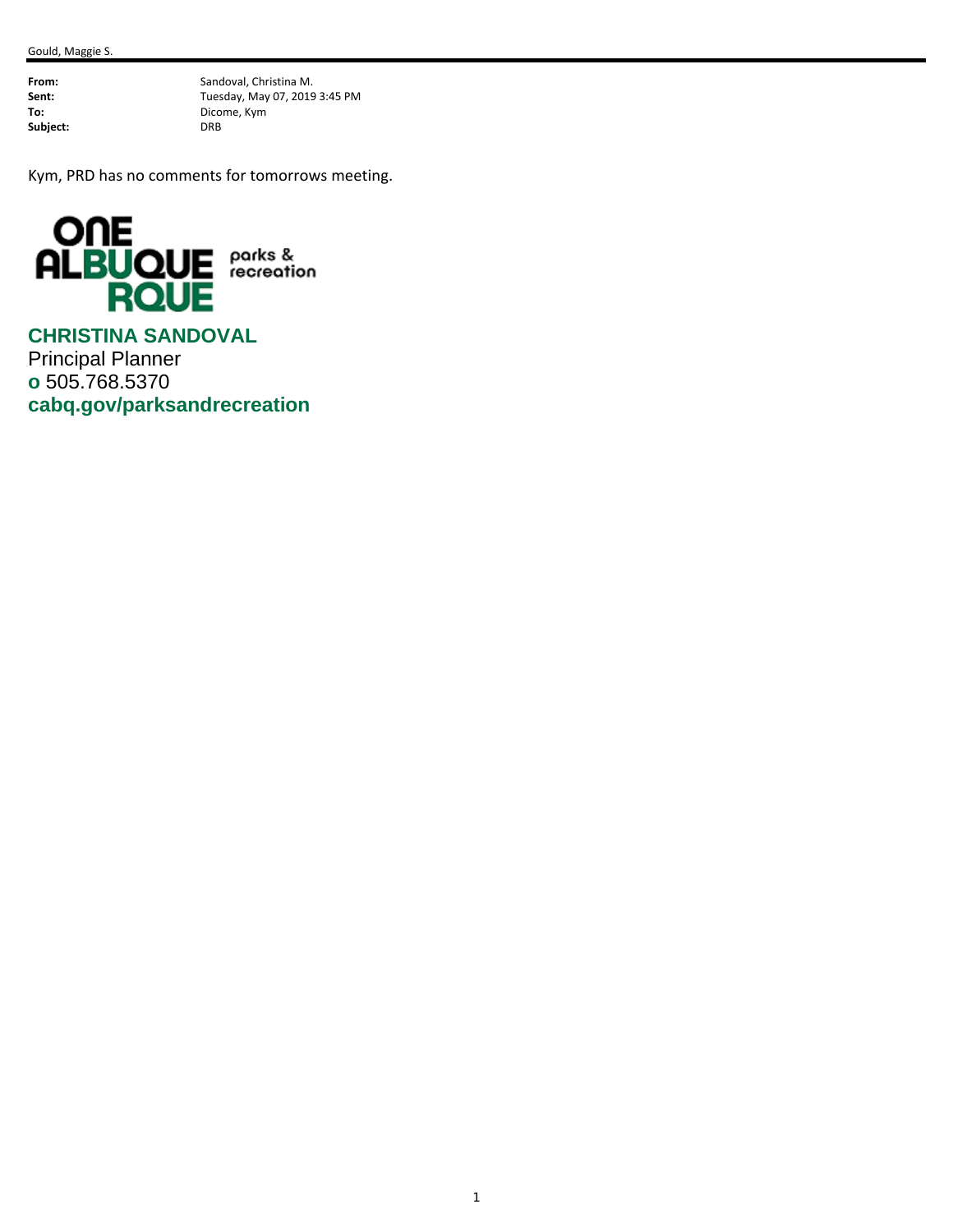Gould, Maggie S.

**From:** Sandoval, Christina M.
**Sent:** Tuesday, May 07, 2019 3:45 PM
**To:** Dicome, Kym
**Subject:** DRB

Kym, PRD has no comments for tomorrows meeting.

ONE ALBUQUERQUE parks & recreation

**CHRISTINA SANDOVAL**
Principal Planner
**o** 505.768.5370
**cabq.gov/parksandrecreation**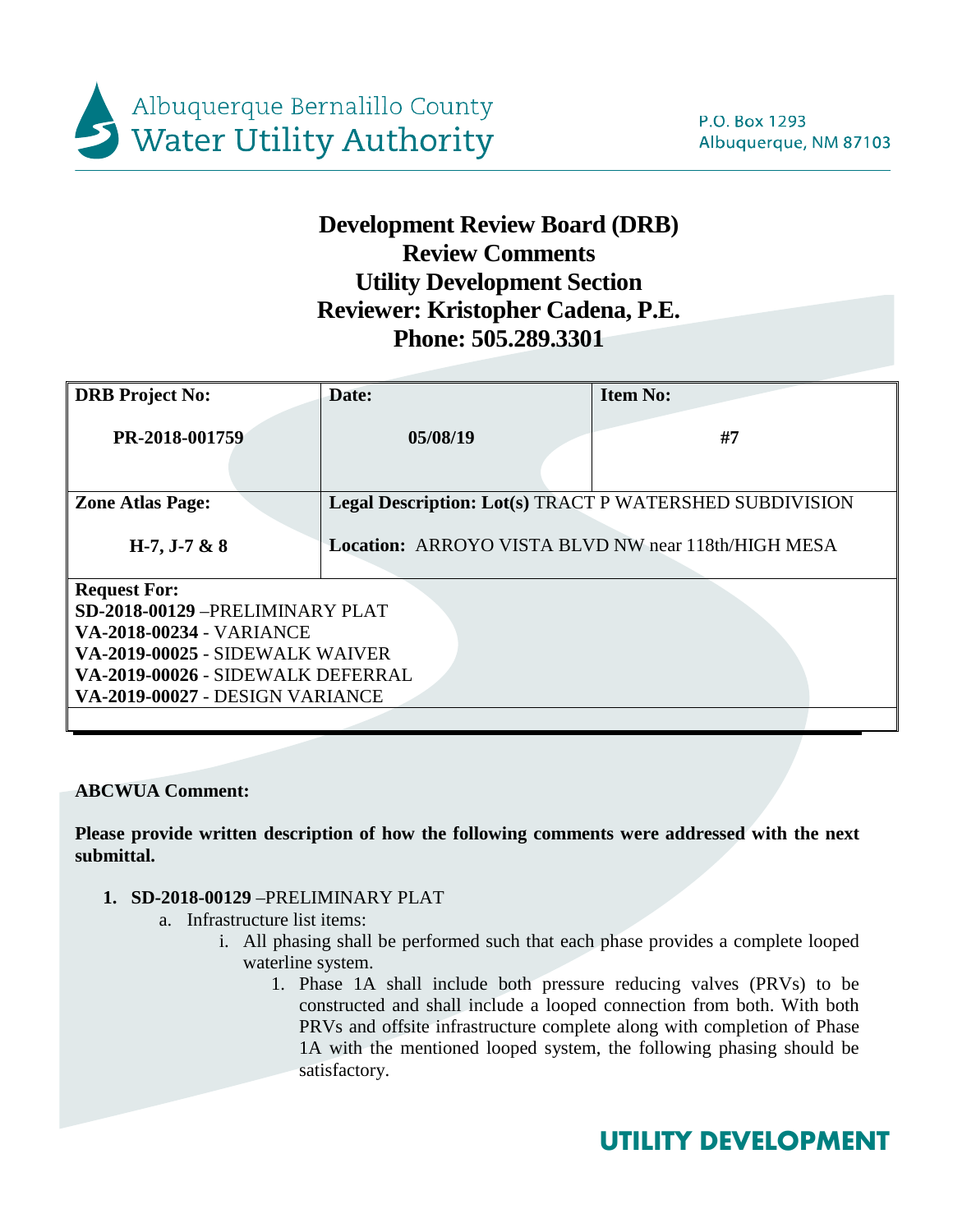Albuquerque Bernalillo County Water Utility Authority

P.O. Box 1293
Albuquerque, NM 87103

# Development Review Board (DRB)
# Review Comments
# Utility Development Section
# Reviewer: Kristopher Cadena, P.E.
# Phone: 505.289.3301

| **DRB Project No:** PR-2018-001759 | **Date:** 05/08/19 | **Item No:** #7 |
| --- | --- | --- |
| **Zone Atlas Page:** H-7, J-7 & 8 | **Legal Description: Lot(s)** TRACT P WATERSHED SUBDIVISION<br>**Location:** ARROYO VISTA BLVD NW near 118th/HIGH MESA | |
| **Request For:**<br>**SD-2018-00129** –PRELIMINARY PLAT<br>**VA-2018-00234** - VARIANCE<br>**VA-2019-00025** - SIDEWALK WAIVER<br>**VA-2019-00026** - SIDEWALK DEFERRAL<br>**VA-2019-00027** - DESIGN VARIANCE | | |

**ABCWUA Comment:**

**Please provide written description of how the following comments were addressed with the next submittal.**

1. **SD-2018-00129** –PRELIMINARY PLAT
   a. Infrastructure list items:
      i. All phasing shall be performed such that each phase provides a complete looped waterline system.
         1. Phase 1A shall include both pressure reducing valves (PRVs) to be constructed and shall include a looped connection from both. With both PRVs and offsite infrastructure complete along with completion of Phase 1A with the mentioned looped system, the following phasing should be satisfactory.

**UTILITY DEVELOPMENT**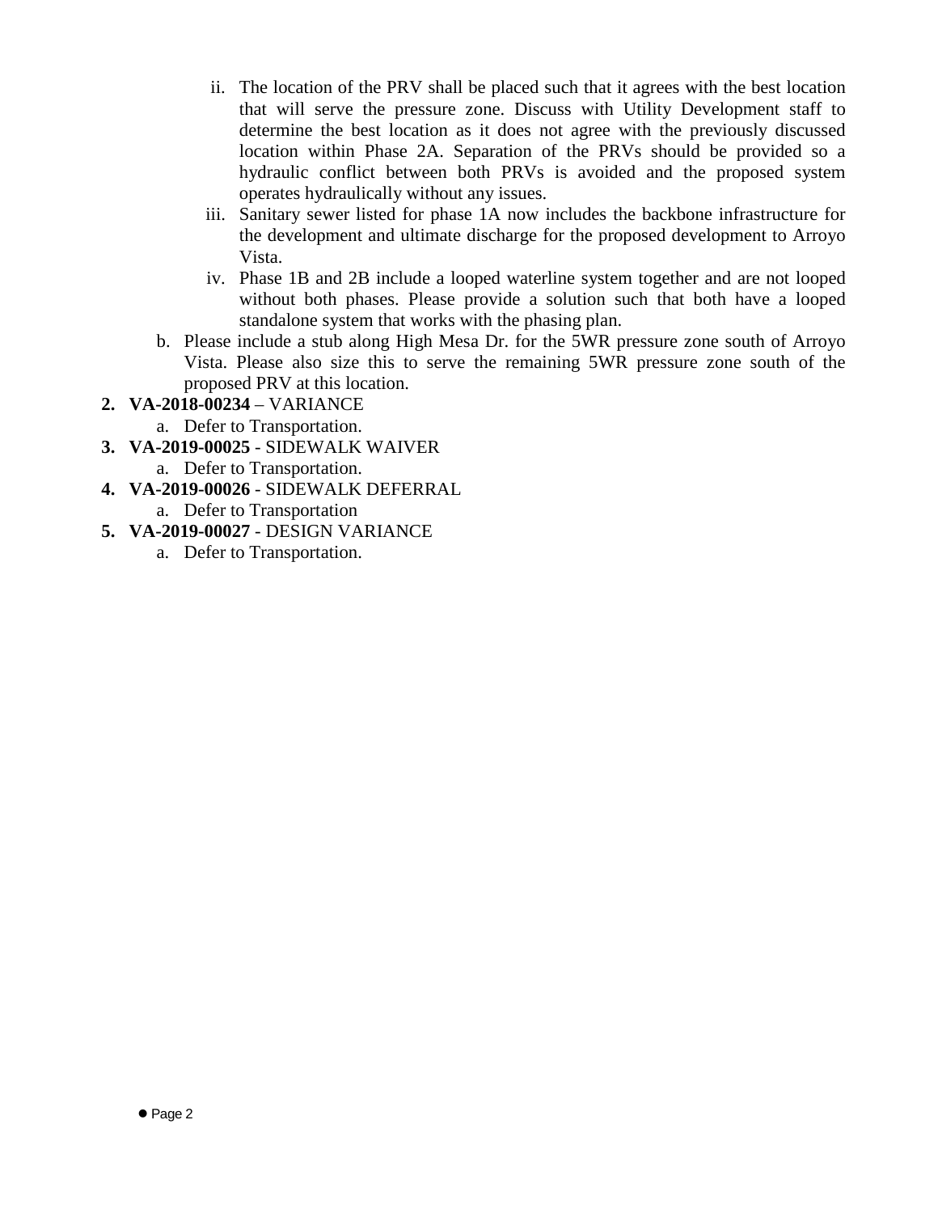ii. The location of the PRV shall be placed such that it agrees with the best location that will serve the pressure zone. Discuss with Utility Development staff to determine the best location as it does not agree with the previously discussed location within Phase 2A. Separation of the PRVs should be provided so a hydraulic conflict between both PRVs is avoided and the proposed system operates hydraulically without any issues.

   iii. Sanitary sewer listed for phase 1A now includes the backbone infrastructure for the development and ultimate discharge for the proposed development to Arroyo Vista.

   iv. Phase 1B and 2B include a looped waterline system together and are not looped without both phases. Please provide a solution such that both have a looped standalone system that works with the phasing plan.

   b. Please include a stub along High Mesa Dr. for the 5WR pressure zone south of Arroyo Vista. Please also size this to serve the remaining 5WR pressure zone south of the proposed PRV at this location.

2. **VA-2018-00234** – VARIANCE
   a. Defer to Transportation.
3. **VA-2019-00025** - SIDEWALK WAIVER
   a. Defer to Transportation.
4. **VA-2019-00026** - SIDEWALK DEFERRAL
   a. Defer to Transportation
5. **VA-2019-00027** - DESIGN VARIANCE
   a. Defer to Transportation.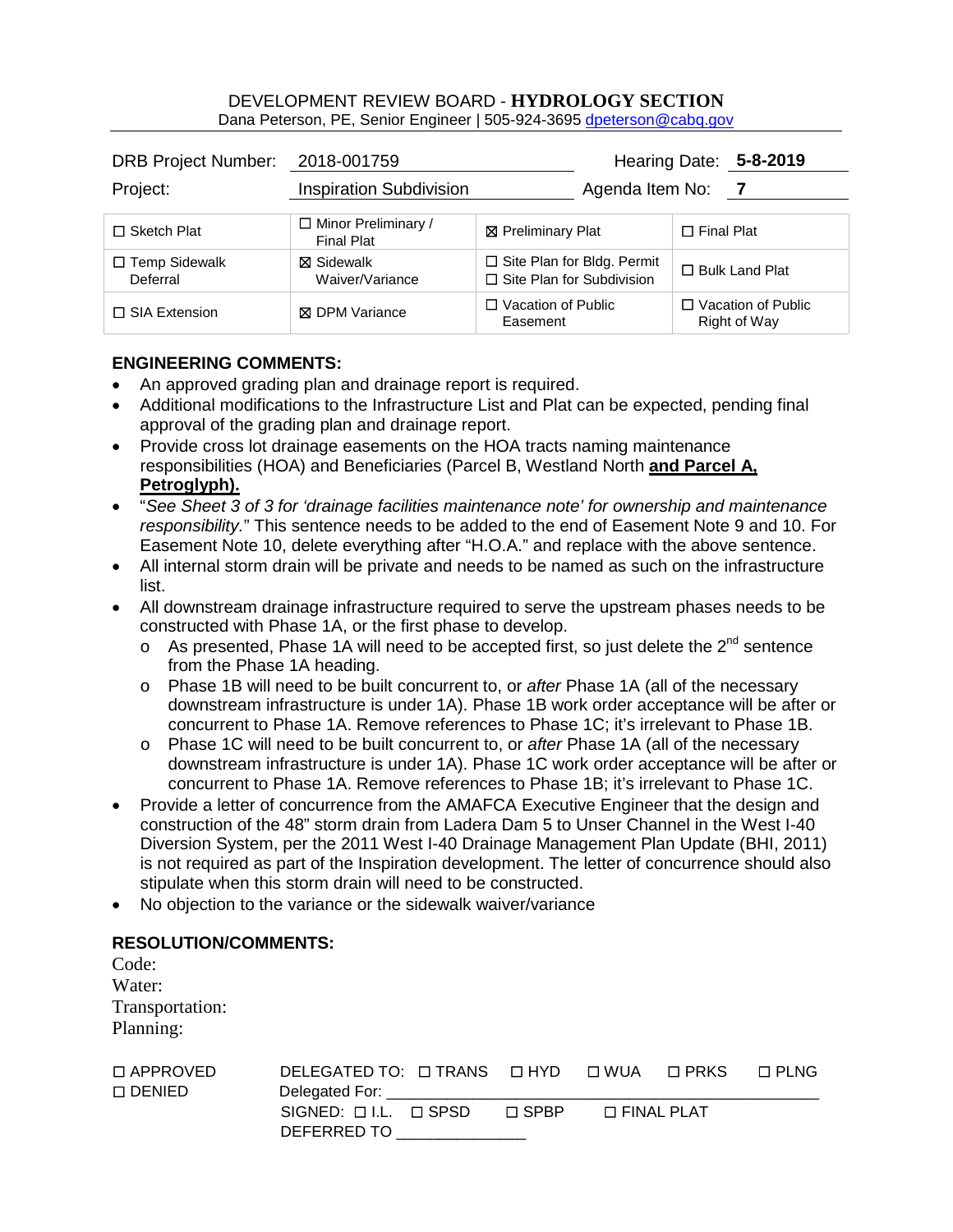DEVELOPMENT REVIEW BOARD - **HYDROLOGY SECTION**

Dana Peterson, PE, Senior Engineer | 505-924-3695 dpeterson@cabq.gov

| | | | |
|---|---|---|---|
| DRB Project Number: | 2018-001759 | Hearing Date: | **5-8-2019** |
| Project: | Inspiration Subdivision | Agenda Item No: | **7** |

| | | | |
|---|---|---|---|
| ☐ Sketch Plat | ☐ Minor Preliminary / Final Plat | ☒ Preliminary Plat | ☐ Final Plat |
| ☐ Temp Sidewalk Deferral | ☒ Sidewalk Waiver/Variance | ☐ Site Plan for Bldg. Permit ☐ Site Plan for Subdivision | ☐ Bulk Land Plat |
| ☐ SIA Extension | ☒ DPM Variance | ☐ Vacation of Public Easement | ☐ Vacation of Public Right of Way |

**ENGINEERING COMMENTS:**

- An approved grading plan and drainage report is required.
- Additional modifications to the Infrastructure List and Plat can be expected, pending final approval of the grading plan and drainage report.
- Provide cross lot drainage easements on the HOA tracts naming maintenance responsibilities (HOA) and Beneficiaries (Parcel B, Westland North **and Parcel A, Petroglyph).**
- "*See Sheet 3 of 3 for 'drainage facilities maintenance note' for ownership and maintenance responsibility.*" This sentence needs to be added to the end of Easement Note 9 and 10. For Easement Note 10, delete everything after "H.O.A." and replace with the above sentence.
- All internal storm drain will be private and needs to be named as such on the infrastructure list.
- All downstream drainage infrastructure required to serve the upstream phases needs to be constructed with Phase 1A, or the first phase to develop.
  - As presented, Phase 1A will need to be accepted first, so just delete the 2nd sentence from the Phase 1A heading.
  - Phase 1B will need to be built concurrent to, or *after* Phase 1A (all of the necessary downstream infrastructure is under 1A). Phase 1B work order acceptance will be after or concurrent to Phase 1A. Remove references to Phase 1C; it's irrelevant to Phase 1B.
  - Phase 1C will need to be built concurrent to, or *after* Phase 1A (all of the necessary downstream infrastructure is under 1A). Phase 1C work order acceptance will be after or concurrent to Phase 1A. Remove references to Phase 1B; it's irrelevant to Phase 1C.
- Provide a letter of concurrence from the AMAFCA Executive Engineer that the design and construction of the 48" storm drain from Ladera Dam 5 to Unser Channel in the West I-40 Diversion System, per the 2011 West I-40 Drainage Management Plan Update (BHI, 2011) is not required as part of the Inspiration development. The letter of concurrence should also stipulate when this storm drain will need to be constructed.
- No objection to the variance or the sidewalk waiver/variance

**RESOLUTION/COMMENTS:**

Code:

Water:

Transportation:

Planning:

☐ APPROVED DELEGATED TO: ☐ TRANS ☐ HYD ☐ WUA ☐ PRKS ☐ PLNG

☐ DENIED Delegated For: ______________________________________________

SIGNED: ☐ I.L. ☐ SPSD ☐ SPBP ☐ FINAL PLAT

DEFERRED TO ______________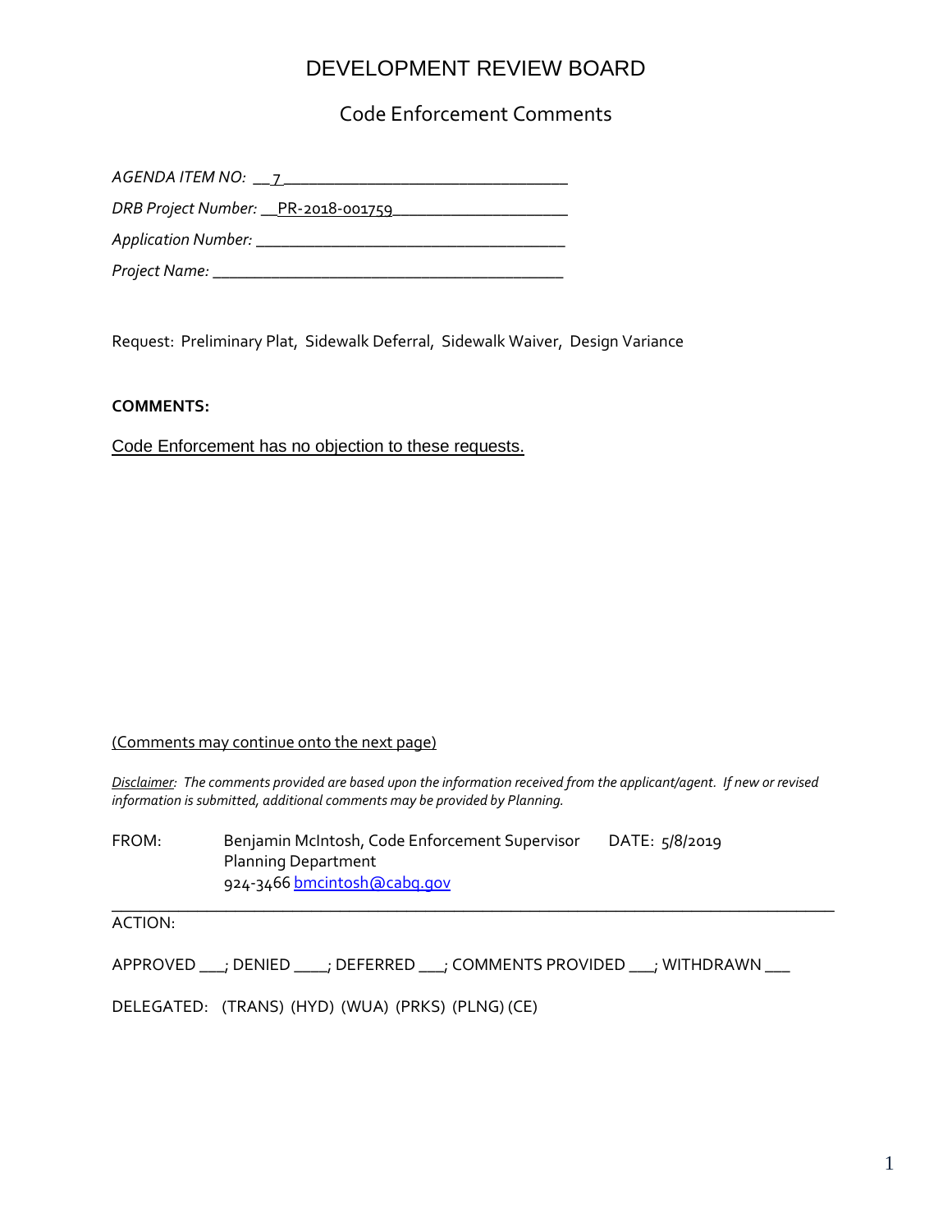# DEVELOPMENT REVIEW BOARD

## Code Enforcement Comments

*AGENDA ITEM NO:* __7______________________________

*DRB Project Number:* __PR-2018-001759____________________

*Application Number:* ____________________________________

*Project Name:* ________________________________________

Request: Preliminary Plat, Sidewalk Deferral, Sidewalk Waiver, Design Variance

**COMMENTS:**

Code Enforcement has no objection to these requests.

(Comments may continue onto the next page)

*Disclaimer: The comments provided are based upon the information received from the applicant/agent. If new or revised information is submitted, additional comments may be provided by Planning.*

FROM: Benjamin McIntosh, Code Enforcement Supervisor DATE: 5/8/2019
Planning Department
924-3466 bmcintosh@cabq.gov

---

ACTION:

APPROVED ___; DENIED ____; DEFERRED ___; COMMENTS PROVIDED ___; WITHDRAWN ___

DELEGATED: (TRANS) (HYD) (WUA) (PRKS) (PLNG) (CE)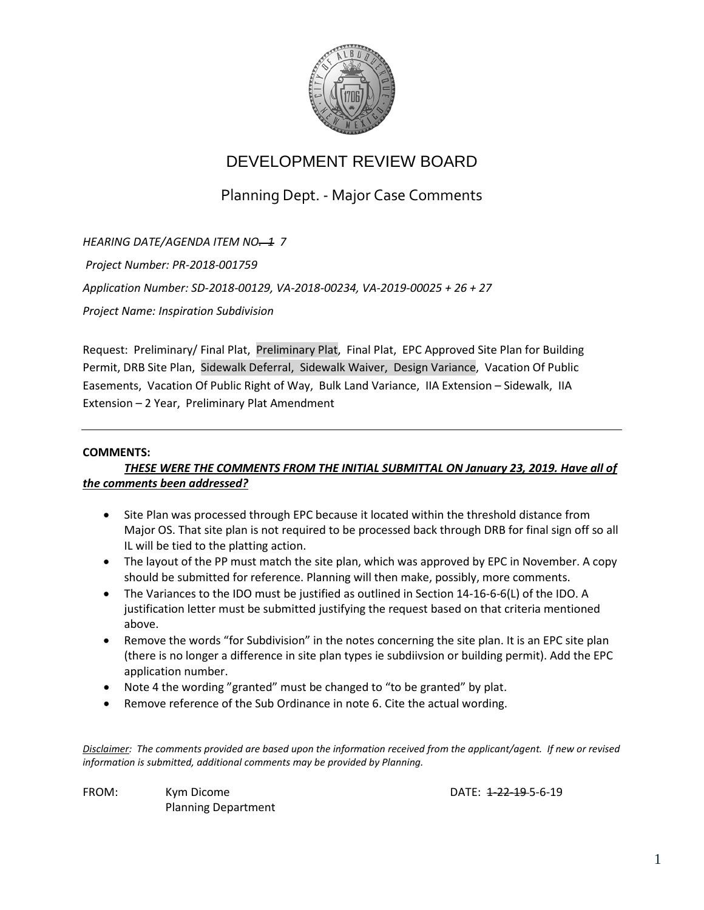# DEVELOPMENT REVIEW BOARD

## Planning Dept. - Major Case Comments

*HEARING DATE/AGENDA ITEM NO. ~~1~~ 7*

*Project Number: PR-2018-001759*

*Application Number: SD-2018-00129, VA-2018-00234, VA-2019-00025 + 26 + 27*

*Project Name: Inspiration Subdivision*

Request: Preliminary/ Final Plat, Preliminary Plat, Final Plat, EPC Approved Site Plan for Building Permit, DRB Site Plan, Sidewalk Deferral, Sidewalk Waiver, Design Variance, Vacation Of Public Easements, Vacation Of Public Right of Way, Bulk Land Variance, IIA Extension – Sidewalk, IIA Extension – 2 Year, Preliminary Plat Amendment

---

**COMMENTS:**

***THESE WERE THE COMMENTS FROM THE INITIAL SUBMITTAL ON January 23, 2019. Have all of the comments been addressed?***

- Site Plan was processed through EPC because it located within the threshold distance from Major OS. That site plan is not required to be processed back through DRB for final sign off so all IL will be tied to the platting action.
- The layout of the PP must match the site plan, which was approved by EPC in November. A copy should be submitted for reference. Planning will then make, possibly, more comments.
- The Variances to the IDO must be justified as outlined in Section 14-16-6-6(L) of the IDO. A justification letter must be submitted justifying the request based on that criteria mentioned above.
- Remove the words "for Subdivision" in the notes concerning the site plan. It is an EPC site plan (there is no longer a difference in site plan types ie subdiivsion or building permit). Add the EPC application number.
- Note 4 the wording "granted" must be changed to "to be granted" by plat.
- Remove reference of the Sub Ordinance in note 6. Cite the actual wording.

*Disclaimer: The comments provided are based upon the information received from the applicant/agent. If new or revised information is submitted, additional comments may be provided by Planning.*

FROM: Kym Dicome
Planning Department

DATE: ~~1-22-19~~ 5-6-19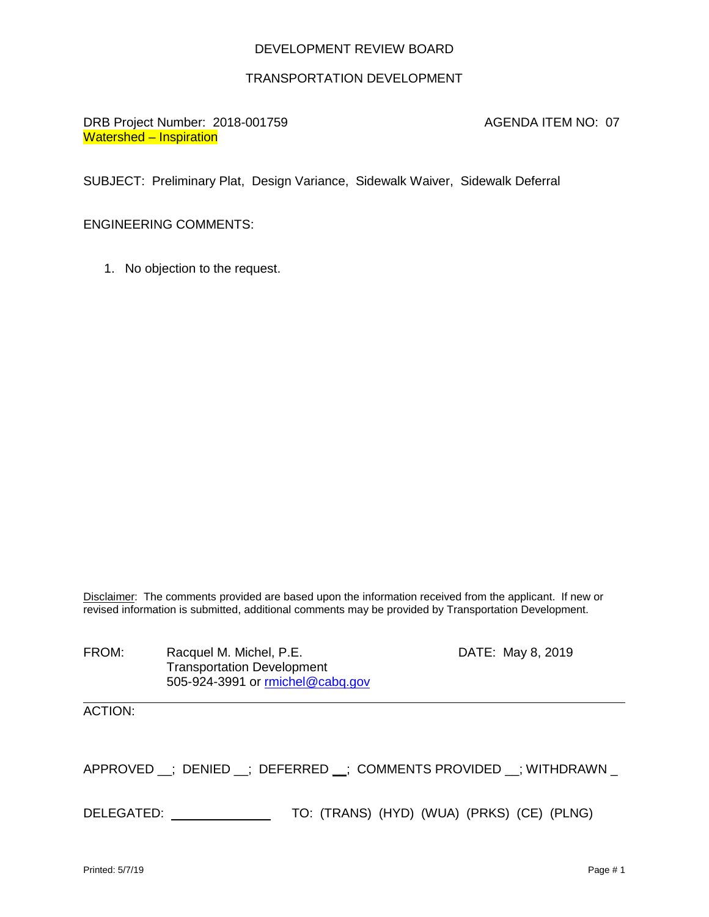DEVELOPMENT REVIEW BOARD

TRANSPORTATION DEVELOPMENT

DRB Project Number: 2018-001759

Watershed – Inspiration

AGENDA ITEM NO: 07

SUBJECT: Preliminary Plat, Design Variance, Sidewalk Waiver, Sidewalk Deferral

ENGINEERING COMMENTS:

1. No objection to the request.

Disclaimer: The comments provided are based upon the information received from the applicant. If new or revised information is submitted, additional comments may be provided by Transportation Development.

FROM: Racquel M. Michel, P.E.
Transportation Development
505-924-3991 or rmichel@cabq.gov

DATE: May 8, 2019

ACTION:

APPROVED __; DENIED __; DEFERRED __; COMMENTS PROVIDED __; WITHDRAWN _

DELEGATED: ______________ TO: (TRANS) (HYD) (WUA) (PRKS) (CE) (PLNG)

Printed: 5/7/19